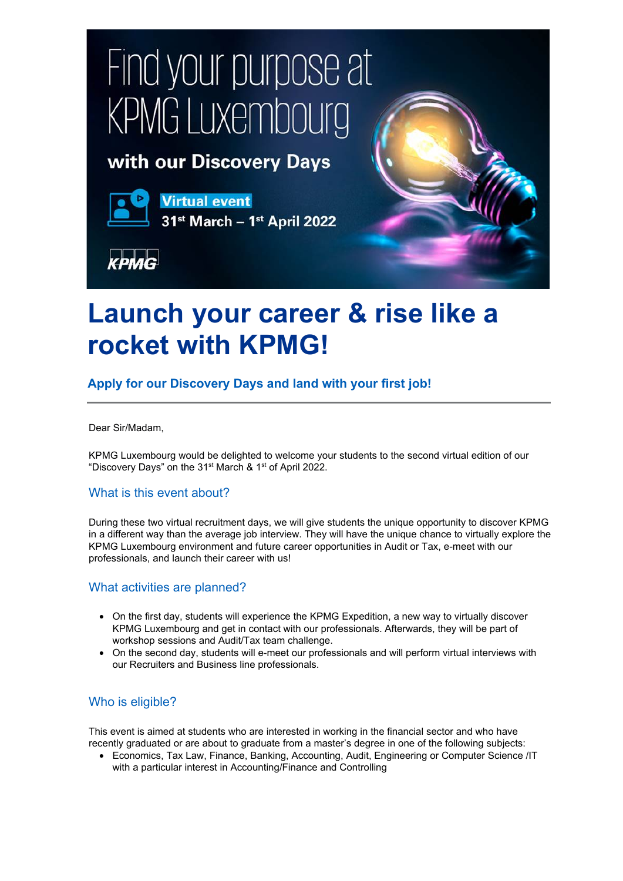# Find your purpose at KPMG Luxembourg

## with our Discovery Days

**Virtual event**
**31st March – 1st April 2022**

KPMG

# Launch your career & rise like a rocket with KPMG!

### Apply for our Discovery Days and land with your first job!

---

Dear Sir/Madam,

KPMG Luxembourg would be delighted to welcome your students to the second virtual edition of our "Discovery Days" on the 31st March & 1st of April 2022.

## What is this event about?

During these two virtual recruitment days, we will give students the unique opportunity to discover KPMG in a different way than the average job interview. They will have the unique chance to virtually explore the KPMG Luxembourg environment and future career opportunities in Audit or Tax, e-meet with our professionals, and launch their career with us!

## What activities are planned?

- On the first day, students will experience the KPMG Expedition, a new way to virtually discover KPMG Luxembourg and get in contact with our professionals. Afterwards, they will be part of workshop sessions and Audit/Tax team challenge.
- On the second day, students will e-meet our professionals and will perform virtual interviews with our Recruiters and Business line professionals.

## Who is eligible?

This event is aimed at students who are interested in working in the financial sector and who have recently graduated or are about to graduate from a master's degree in one of the following subjects:

- Economics, Tax Law, Finance, Banking, Accounting, Audit, Engineering or Computer Science /IT with a particular interest in Accounting/Finance and Controlling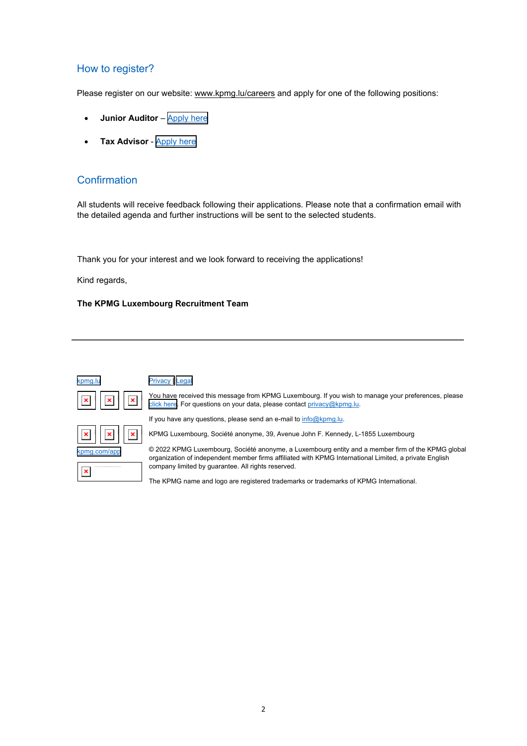## How to register?

Please register on our website: www.kpmg.lu/careers and apply for one of the following positions:

- **Junior Auditor** – Apply here
- **Tax Advisor** - Apply here

## Confirmation

All students will receive feedback following their applications. Please note that a confirmation email with the detailed agenda and further instructions will be sent to the selected students.

Thank you for your interest and we look forward to receiving the applications!

Kind regards,

**The KPMG Luxembourg Recruitment Team**

---

kpmg.lu

kpmg.com/app

Privacy | Legal

You have received this message from KPMG Luxembourg. If you wish to manage your preferences, please click here. For questions on your data, please contact privacy@kpmg.lu.

If you have any questions, please send an e-mail to info@kpmg.lu.

KPMG Luxembourg, Société anonyme, 39, Avenue John F. Kennedy, L-1855 Luxembourg

© 2022 KPMG Luxembourg, Société anonyme, a Luxembourg entity and a member firm of the KPMG global organization of independent member firms affiliated with KPMG International Limited, a private English company limited by guarantee. All rights reserved.

The KPMG name and logo are registered trademarks or trademarks of KPMG International.